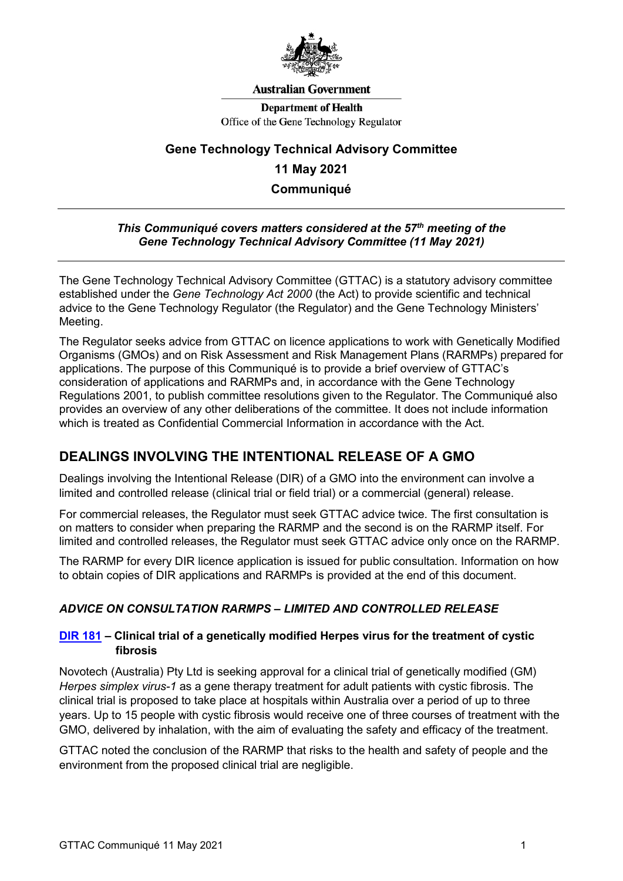Australian Government

Department of Health
Office of the Gene Technology Regulator

# Gene Technology Technical Advisory Committee

## 11 May 2021

## Communiqué

***This Communiqué covers matters considered at the 57th meeting of the Gene Technology Technical Advisory Committee (11 May 2021)***

The Gene Technology Technical Advisory Committee (GTTAC) is a statutory advisory committee established under the *Gene Technology Act 2000* (the Act) to provide scientific and technical advice to the Gene Technology Regulator (the Regulator) and the Gene Technology Ministers' Meeting.

The Regulator seeks advice from GTTAC on licence applications to work with Genetically Modified Organisms (GMOs) and on Risk Assessment and Risk Management Plans (RARMPs) prepared for applications. The purpose of this Communiqué is to provide a brief overview of GTTAC's consideration of applications and RARMPs and, in accordance with the Gene Technology Regulations 2001, to publish committee resolutions given to the Regulator. The Communiqué also provides an overview of any other deliberations of the committee. It does not include information which is treated as Confidential Commercial Information in accordance with the Act.

## DEALINGS INVOLVING THE INTENTIONAL RELEASE OF A GMO

Dealings involving the Intentional Release (DIR) of a GMO into the environment can involve a limited and controlled release (clinical trial or field trial) or a commercial (general) release.

For commercial releases, the Regulator must seek GTTAC advice twice. The first consultation is on matters to consider when preparing the RARMP and the second is on the RARMP itself. For limited and controlled releases, the Regulator must seek GTTAC advice only once on the RARMP.

The RARMP for every DIR licence application is issued for public consultation. Information on how to obtain copies of DIR applications and RARMPs is provided at the end of this document.

### *ADVICE ON CONSULTATION RARMPS – LIMITED AND CONTROLLED RELEASE*

#### DIR 181 – Clinical trial of a genetically modified Herpes virus for the treatment of cystic fibrosis

Novotech (Australia) Pty Ltd is seeking approval for a clinical trial of genetically modified (GM) *Herpes simplex virus-1* as a gene therapy treatment for adult patients with cystic fibrosis. The clinical trial is proposed to take place at hospitals within Australia over a period of up to three years. Up to 15 people with cystic fibrosis would receive one of three courses of treatment with the GMO, delivered by inhalation, with the aim of evaluating the safety and efficacy of the treatment.

GTTAC noted the conclusion of the RARMP that risks to the health and safety of people and the environment from the proposed clinical trial are negligible.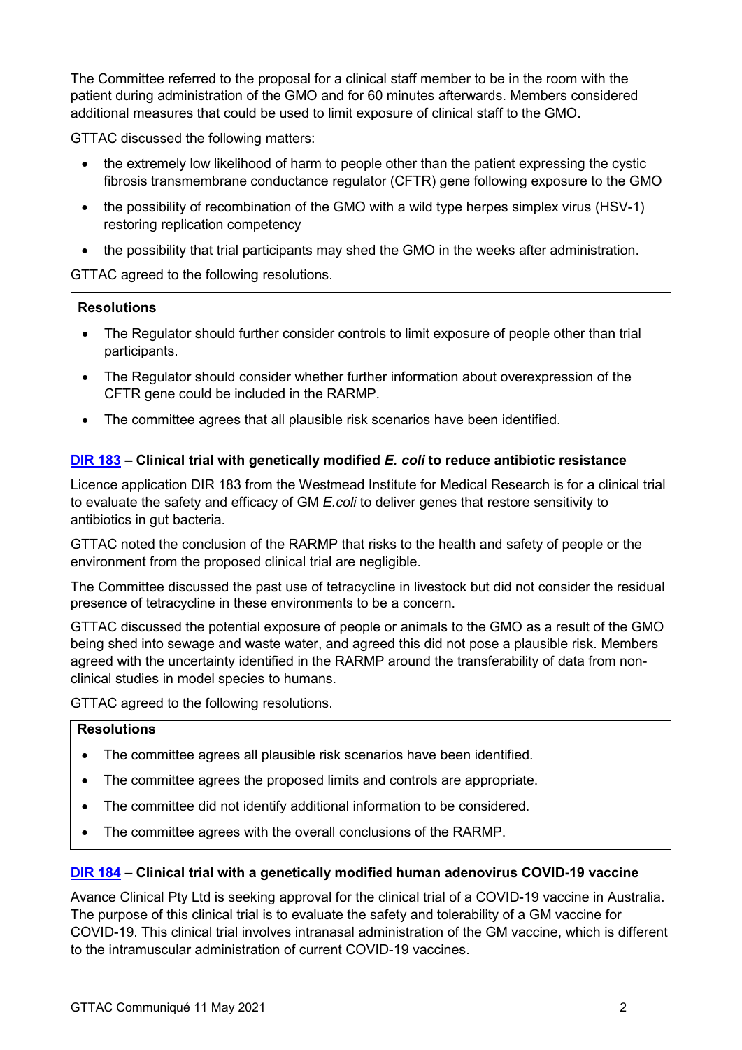The Committee referred to the proposal for a clinical staff member to be in the room with the patient during administration of the GMO and for 60 minutes afterwards. Members considered additional measures that could be used to limit exposure of clinical staff to the GMO.

GTTAC discussed the following matters:

- the extremely low likelihood of harm to people other than the patient expressing the cystic fibrosis transmembrane conductance regulator (CFTR) gene following exposure to the GMO
- the possibility of recombination of the GMO with a wild type herpes simplex virus (HSV-1) restoring replication competency
- the possibility that trial participants may shed the GMO in the weeks after administration.

GTTAC agreed to the following resolutions.

**Resolutions**

- The Regulator should further consider controls to limit exposure of people other than trial participants.
- The Regulator should consider whether further information about overexpression of the CFTR gene could be included in the RARMP.
- The committee agrees that all plausible risk scenarios have been identified.

### DIR 183 – Clinical trial with genetically modified *E. coli* to reduce antibiotic resistance

Licence application DIR 183 from the Westmead Institute for Medical Research is for a clinical trial to evaluate the safety and efficacy of GM *E.coli* to deliver genes that restore sensitivity to antibiotics in gut bacteria.

GTTAC noted the conclusion of the RARMP that risks to the health and safety of people or the environment from the proposed clinical trial are negligible.

The Committee discussed the past use of tetracycline in livestock but did not consider the residual presence of tetracycline in these environments to be a concern.

GTTAC discussed the potential exposure of people or animals to the GMO as a result of the GMO being shed into sewage and waste water, and agreed this did not pose a plausible risk. Members agreed with the uncertainty identified in the RARMP around the transferability of data from non-clinical studies in model species to humans.

GTTAC agreed to the following resolutions.

**Resolutions**

- The committee agrees all plausible risk scenarios have been identified.
- The committee agrees the proposed limits and controls are appropriate.
- The committee did not identify additional information to be considered.
- The committee agrees with the overall conclusions of the RARMP.

### DIR 184 – Clinical trial with a genetically modified human adenovirus COVID-19 vaccine

Avance Clinical Pty Ltd is seeking approval for the clinical trial of a COVID-19 vaccine in Australia. The purpose of this clinical trial is to evaluate the safety and tolerability of a GM vaccine for COVID-19. This clinical trial involves intranasal administration of the GM vaccine, which is different to the intramuscular administration of current COVID-19 vaccines.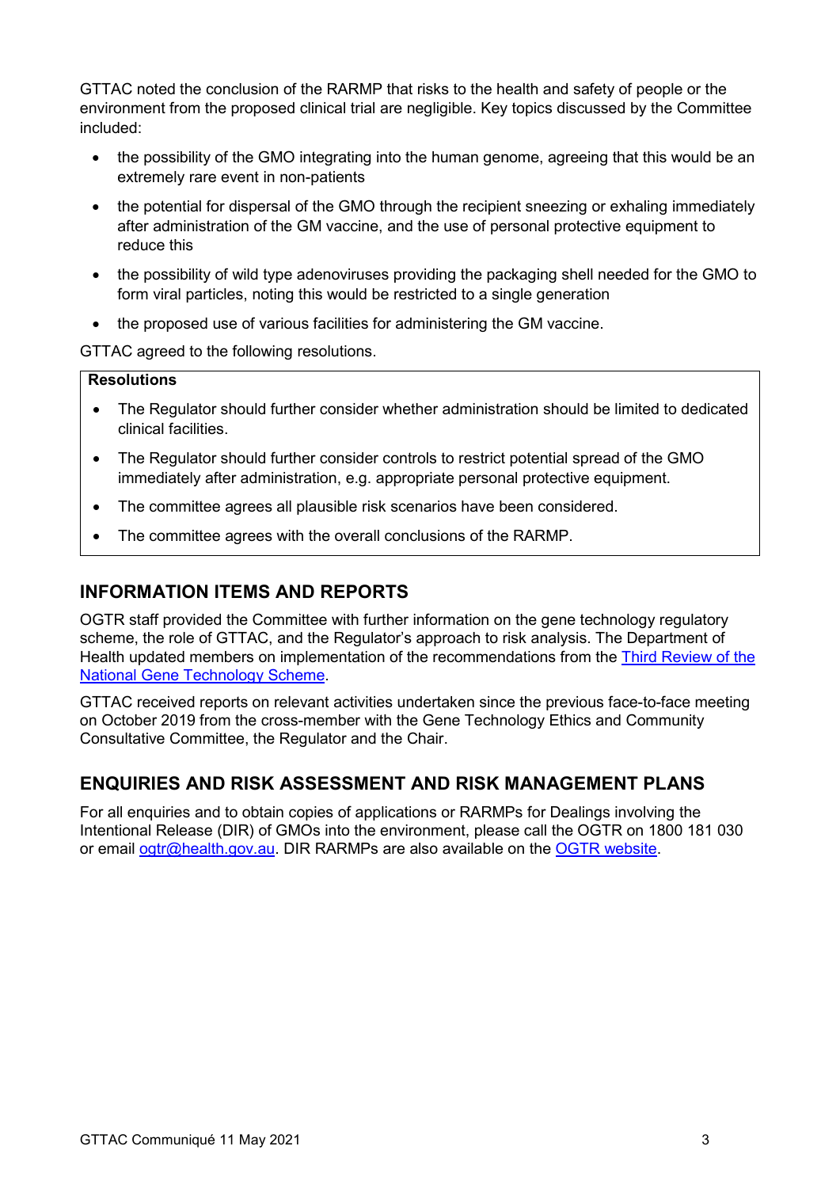GTTAC noted the conclusion of the RARMP that risks to the health and safety of people or the environment from the proposed clinical trial are negligible. Key topics discussed by the Committee included:

- the possibility of the GMO integrating into the human genome, agreeing that this would be an extremely rare event in non-patients
- the potential for dispersal of the GMO through the recipient sneezing or exhaling immediately after administration of the GM vaccine, and the use of personal protective equipment to reduce this
- the possibility of wild type adenoviruses providing the packaging shell needed for the GMO to form viral particles, noting this would be restricted to a single generation
- the proposed use of various facilities for administering the GM vaccine.

GTTAC agreed to the following resolutions.

**Resolutions**

- The Regulator should further consider whether administration should be limited to dedicated clinical facilities.
- The Regulator should further consider controls to restrict potential spread of the GMO immediately after administration, e.g. appropriate personal protective equipment.
- The committee agrees all plausible risk scenarios have been considered.
- The committee agrees with the overall conclusions of the RARMP.

## INFORMATION ITEMS AND REPORTS

OGTR staff provided the Committee with further information on the gene technology regulatory scheme, the role of GTTAC, and the Regulator's approach to risk analysis. The Department of Health updated members on implementation of the recommendations from the [Third Review of the National Gene Technology Scheme](https://www.genetechnology.gov.au).

GTTAC received reports on relevant activities undertaken since the previous face-to-face meeting on October 2019 from the cross-member with the Gene Technology Ethics and Community Consultative Committee, the Regulator and the Chair.

## ENQUIRIES AND RISK ASSESSMENT AND RISK MANAGEMENT PLANS

For all enquiries and to obtain copies of applications or RARMPs for Dealings involving the Intentional Release (DIR) of GMOs into the environment, please call the OGTR on 1800 181 030 or email [ogtr@health.gov.au](mailto:ogtr@health.gov.au). DIR RARMPs are also available on the [OGTR website](http://www.ogtr.gov.au).